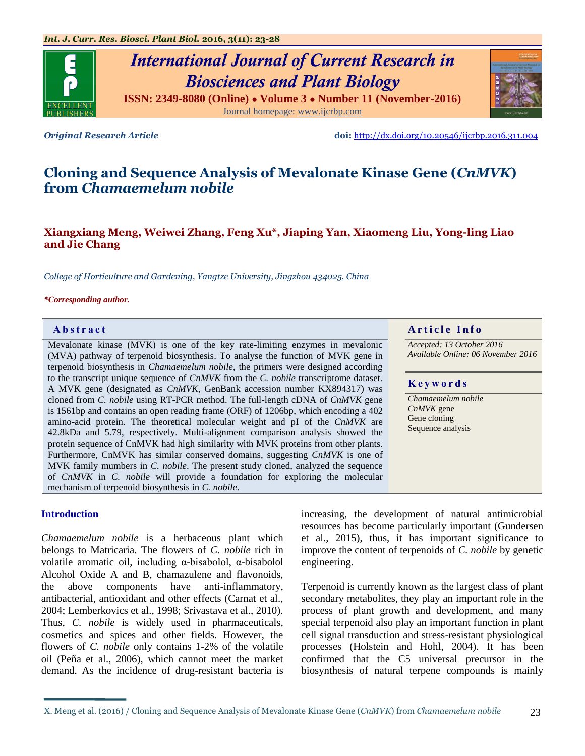*Original Research Article*

**doi:** http://dx.doi.org/10.20546/ijcrbp.2016.311.004

# Cloning and Sequence Analysis of Mevalonate Kinase Gene (*CnMVK*) from *Chamaemelum nobile*

**Xiangxiang Meng, Weiwei Zhang, Feng Xu\*, Jiaping Yan, Xiaomeng Liu, Yong-ling Liao and Jie Chang**

*College of Horticulture and Gardening, Yangtze University, Jingzhou 434025, China*

***Corresponding author.**

## Abstract

Mevalonate kinase (MVK) is one of the key rate-limiting enzymes in mevalonic (MVA) pathway of terpenoid biosynthesis. To analyse the function of MVK gene in terpenoid biosynthesis in *Chamaemelum nobile*, the primers were designed according to the transcript unique sequence of *CnMVK* from the *C. nobile* transcriptome dataset. A MVK gene (designated as *CnMVK*, GenBank accession number KX894317) was cloned from *C. nobile* using RT-PCR method. The full-length cDNA of *CnMVK* gene is 1561bp and contains an open reading frame (ORF) of 1206bp, which encoding a 402 amino-acid protein. The theoretical molecular weight and pI of the *CnMVK* are 42.8kDa and 5.79, respectively. Multi-alignment comparison analysis showed the protein sequence of CnMVK had high similarity with MVK proteins from other plants. Furthermore, CnMVK has similar conserved domains, suggesting *CnMVK* is one of MVK family mumbers in *C. nobile*. The present study cloned, analyzed the sequence of *CnMVK* in *C. nobile* will provide a foundation for exploring the molecular mechanism of terpenoid biosynthesis in *C. nobile*.

## Article Info

*Accepted: 13 October 2016*
*Available Online: 06 November 2016*

## Keywords

*Chamaemelum nobile*
*CnMVK* gene
Gene cloning
Sequence analysis

## Introduction

*Chamaemelum nobile* is a herbaceous plant which belongs to Matricaria. The flowers of *C. nobile* rich in volatile aromatic oil, including α-bisabolol, α-bisabolol Alcohol Oxide A and B, chamazulene and flavonoids, the above components have anti-inflammatory, antibacterial, antioxidant and other effects (Carnat et al., 2004; Lemberkovics et al., 1998; Srivastava et al., 2010). Thus, *C. nobile* is widely used in pharmaceuticals, cosmetics and spices and other fields. However, the flowers of *C. nobile* only contains 1-2% of the volatile oil (Peña et al., 2006), which cannot meet the market demand. As the incidence of drug-resistant bacteria is increasing, the development of natural antimicrobial resources has become particularly important (Gundersen et al., 2015), thus, it has important significance to improve the content of terpenoids of *C. nobile* by genetic engineering.

Terpenoid is currently known as the largest class of plant secondary metabolites, they play an important role in the process of plant growth and development, and many special terpenoid also play an important function in plant cell signal transduction and stress-resistant physiological processes (Holstein and Hohl, 2004). It has been confirmed that the C5 universal precursor in the biosynthesis of natural terpene compounds is mainly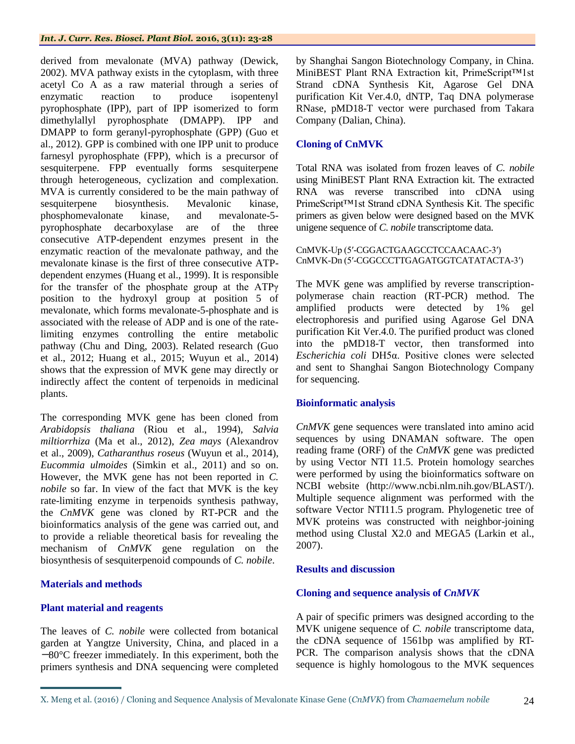derived from mevalonate (MVA) pathway (Dewick, 2002). MVA pathway exists in the cytoplasm, with three acetyl Co A as a raw material through a series of enzymatic reaction to produce isopentenyl pyrophosphate (IPP), part of IPP isomerized to form dimethylallyl pyrophosphate (DMAPP). IPP and DMAPP to form geranyl-pyrophosphate (GPP) (Guo et al., 2012). GPP is combined with one IPP unit to produce farnesyl pyrophosphate (FPP), which is a precursor of sesquiterpene. FPP eventually forms sesquiterpene through heterogeneous, cyclization and complexation. MVA is currently considered to be the main pathway of sesquiterpene biosynthesis. Mevalonic kinase, phosphomevalonate kinase, and mevalonate-5-pyrophosphate decarboxylase are of the three consecutive ATP-dependent enzymes present in the enzymatic reaction of the mevalonate pathway, and the mevalonate kinase is the first of three consecutive ATP-dependent enzymes (Huang et al., 1999). It is responsible for the transfer of the phosphate group at the ATPγ position to the hydroxyl group at position 5 of mevalonate, which forms mevalonate-5-phosphate and is associated with the release of ADP and is one of the rate-limiting enzymes controlling the entire metabolic pathway (Chu and Ding, 2003). Related research (Guo et al., 2012; Huang et al., 2015; Wuyun et al., 2014) shows that the expression of MVK gene may directly or indirectly affect the content of terpenoids in medicinal plants.

The corresponding MVK gene has been cloned from *Arabidopsis thaliana* (Riou et al., 1994), *Salvia miltiorrhiza* (Ma et al., 2012), *Zea mays* (Alexandrov et al., 2009), *Catharanthus roseus* (Wuyun et al., 2014), *Eucommia ulmoides* (Simkin et al., 2011) and so on. However, the MVK gene has not been reported in *C. nobile* so far. In view of the fact that MVK is the key rate-limiting enzyme in terpenoids synthesis pathway, the *CnMVK* gene was cloned by RT-PCR and the bioinformatics analysis of the gene was carried out, and to provide a reliable theoretical basis for revealing the mechanism of *CnMVK* gene regulation on the biosynthesis of sesquiterpenoid compounds of *C. nobile*.

## Materials and methods

### Plant material and reagents

The leaves of *C. nobile* were collected from botanical garden at Yangtze University, China, and placed in a −80°C freezer immediately. In this experiment, both the primers synthesis and DNA sequencing were completed by Shanghai Sangon Biotechnology Company, in China. MiniBEST Plant RNA Extraction kit, PrimeScript™1st Strand cDNA Synthesis Kit, Agarose Gel DNA purification Kit Ver.4.0, dNTP, Taq DNA polymerase RNase, pMD18-T vector were purchased from Takara Company (Dalian, China).

### Cloning of CnMVK

Total RNA was isolated from frozen leaves of *C. nobile* using MiniBEST Plant RNA Extraction kit. The extracted RNA was reverse transcribed into cDNA using PrimeScript™1st Strand cDNA Synthesis Kit. The specific primers as given below were designed based on the MVK unigene sequence of *C. nobile* transcriptome data.

CnMVK-Up (5′-CGGACTGAAGCCTCCAACAAC-3′)
CnMVK-Dn (5′-CGGCCCTTGAGATGGTCATATACTA-3′)

The MVK gene was amplified by reverse transcription-polymerase chain reaction (RT-PCR) method. The amplified products were detected by 1% gel electrophoresis and purified using Agarose Gel DNA purification Kit Ver.4.0. The purified product was cloned into the pMD18-T vector, then transformed into *Escherichia coli* DH5α. Positive clones were selected and sent to Shanghai Sangon Biotechnology Company for sequencing.

### Bioinformatic analysis

*CnMVK* gene sequences were translated into amino acid sequences by using DNAMAN software. The open reading frame (ORF) of the *CnMVK* gene was predicted by using Vector NTI 11.5. Protein homology searches were performed by using the bioinformatics software on NCBI website (http://www.ncbi.nlm.nih.gov/BLAST/). Multiple sequence alignment was performed with the software Vector NTI11.5 program. Phylogenetic tree of MVK proteins was constructed with neighbor-joining method using Clustal X2.0 and MEGA5 (Larkin et al., 2007).

## Results and discussion

### Cloning and sequence analysis of *CnMVK*

A pair of specific primers was designed according to the MVK unigene sequence of *C. nobile* transcriptome data, the cDNA sequence of 1561bp was amplified by RT-PCR. The comparison analysis shows that the cDNA sequence is highly homologous to the MVK sequences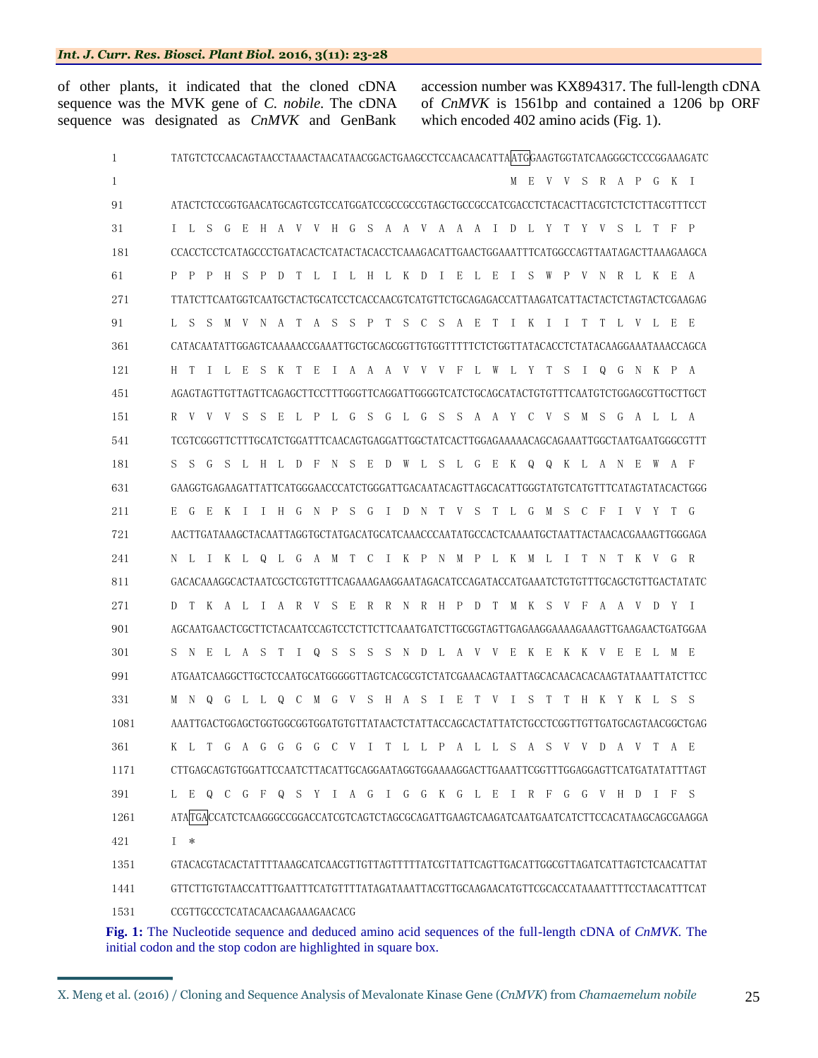of other plants, it indicated that the cloned cDNA sequence was the MVK gene of *C. nobile*. The cDNA sequence was designated as *CnMVK* and GenBank accession number was KX894317. The full-length cDNA of *CnMVK* is 1561bp and contained a 1206 bp ORF which encoded 402 amino acids (Fig. 1).

```
1     TATGTCTCCAACAGTAACCTAAACTAACATAACGGACTGAAGCCTCCAACAACATTA[ATG]GAAGTGGTATCAAGGGCTCCCGGAAAGATC
1                                                              M  E  V  V  S  R  A  P  G  K  I
91    ATACTCTCCGGTGAACATGCAGTCGTCCATGGATCCGCCGCCGTAGCTGCCGCCATCGACCTCTACACTTACGTCTCTCTTACGTTTCCT
31    I  L  S  G  E  H  A  V  V  H  G  S  A  A  V  A  A  A  I  D  L  Y  T  Y  V  S  L  T  F  P
181   CCACCTCCTCATAGCCCTGATACACTCATACTACACCTCAAAGACATTGAACTGGAAATTTCATGGCCAGTTAATAGACTTAAAGAAGCA
61    P  P  P  H  S  P  D  T  L  I  L  H  L  K  D  I  E  L  E  I  S  W  P  V  N  R  L  K  E  A
271   TTATCTTCAATGGTCAATGCTACTGCATCCTCACCAACGTCATGTTCTGCAGAGACCATTAAGATCATTACTACTCTAGTACTCGAAGAG
91    L  S  S  M  V  N  A  T  A  S  S  P  T  S  C  S  A  E  T  I  K  I  I  T  T  L  V  L  E  E
361   CATACAATATTGGAGTCAAAAACCGAAATTGCTGCAGCGGTTGTGGTTTTTCTCTGGTTATACACCTCTATACAAGGAAATAAACCAGCA
121   H  T  I  L  E  S  K  T  E  I  A  A  A  V  V  V  F  L  W  L  Y  T  S  I  Q  G  N  K  P  A
451   AGAGTAGTTGTTAGTTCAGAGCTTCCTTTGGGTTCAGGATTGGGGTCATCTGCAGCATACTGTGTTTCAATGTCTGGAGCGTTGCTTGCT
151   R  V  V  V  S  S  E  L  P  L  G  S  G  L  G  S  S  A  A  Y  C  V  S  M  S  G  A  L  L  A
541   TCGTCGGGTTCTTTGCATCTGGATTTCAACAGTGAGGATTGGCTATCACTTGGAGAAAAACAGCAGAAATTGGCTAATGAATGGGCGTTT
181   S  S  G  S  L  H  L  D  F  N  S  E  D  W  L  S  L  G  E  K  Q  Q  K  L  A  N  E  W  A  F
631   GAAGGTGAGAAGATTATTCATGGGAACCCATCTGGGATTGACAATACAGTTAGCACATTGGGTATGTCATGTTTCATAGTATACACTGGG
211   E  G  E  K  I  I  H  G  N  P  S  G  I  D  N  T  V  S  T  L  G  M  S  C  F  I  V  Y  T  G
721   AACTTGATAAAGCTACAATTAGGTGCTATGACATGCATCAAACCCAATATGCCACTCAAAATGCTAATTACTAACACGAAAGTTGGGAGA
241   N  L  I  K  L  Q  L  G  A  M  T  C  I  K  P  N  M  P  L  K  M  L  I  T  N  T  K  V  G  R
811   GACACAAAGGCACTAATCGCTCGTGTTTCAGAAAGAAGGAATAGACATCCAGATACCATGAAATCTGTGTTTGCAGCTGTTGACTATATC
271   D  T  K  A  L  I  A  R  V  S  E  R  R  N  R  H  P  D  T  M  K  S  V  F  A  A  V  D  Y  I
901   AGCAATGAACTCGCTTCTACAATCCAGTCCTCTTCTTCAAATGATCTTGCGGTAGTTGAGAAGGAAAAGAAAGTTGAAGAACTGATGGAA
301   S  N  E  L  A  S  T  I  Q  S  S  S  S  N  D  L  A  V  V  E  K  E  K  K  V  E  E  L  M  E
991   ATGAATCAAGGCTTGCTCCAATGCATGGGGGTTAGTCACGCGTCTATCGAAACAGTAATTAGCACAACACACAAGTATAAATTATCTTCC
331   M  N  Q  G  L  L  Q  C  M  G  V  S  H  A  S  I  E  T  V  I  S  T  T  H  K  Y  K  L  S  S
1081  AAATTGACTGGAGCTGGTGGCGGTGGATGTGTTATAACTCTATTACCAGCACTATTATCTGCCTCGGTTGTTGATGCAGTAACGGCTGAG
361   K  L  T  G  A  G  G  G  G  C  V  I  T  L  L  P  A  L  L  S  A  S  V  V  D  A  V  T  A  E
1171  CTTGAGCAGTGTGGATTCCAATCTTACATTGCAGGAATAGGTGGAAAAGGACTTGAAATTCGGTTTGGAGGAGTTCATGATATATTTAGT
391   L  E  Q  C  G  F  Q  S  Y  I  A  G  I  G  G  K  G  L  E  I  R  F  G  G  V  H  D  I  F  S
1261  ATA[TGA]CCATCTCAAGGGCCGGACCATCGTCAGTCTAGCGCAGATTGAAGTCAAGATCAATGAATCATCTTCCACATAAGCAGCGAAGGA
421   I  *
1351  GTACACGTACACTATTTAAAGCATCAACGTTGTTAGTTTTTATCGTTATTCAGTTGACATTGGCGTTAGATCATTAGTCTCAACATTAT
1441  GTTCTTGTGTAACCATTTGAATTTCATGTTTTATAGATAAATTACGTTGCAAGAACATGTTCGCACCATAAAATTTTCCTAACATTTCAT
1531  CCGTTGCCCTCATACAACAAGAAAGAACACG
```

**Fig. 1:** The Nucleotide sequence and deduced amino acid sequences of the full-length cDNA of *CnMVK*. The initial codon and the stop codon are highlighted in square box.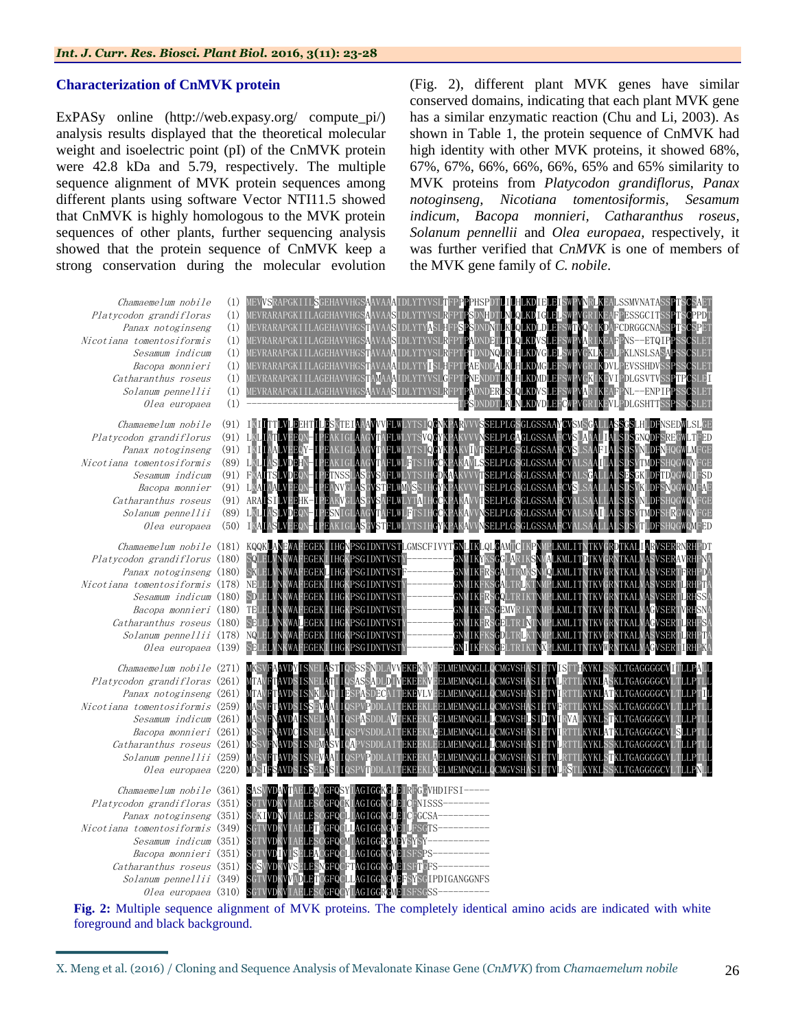## Characterization of CnMVK protein

ExPASy online (http://web.expasy.org/ compute_pi/) analysis results displayed that the theoretical molecular weight and isoelectric point (pI) of the CnMVK protein were 42.8 kDa and 5.79, respectively. The multiple sequence alignment of MVK protein sequences among different plants using software Vector NTI11.5 showed that CnMVK is highly homologous to the MVK protein sequences of other plants, further sequencing analysis showed that the protein sequence of CnMVK keep a strong conservation during the molecular evolution (Fig. 2), different plant MVK genes have similar conserved domains, indicating that each plant MVK gene has a similar enzymatic reaction (Chu and Li, 2003). As shown in Table 1, the protein sequence of CnMVK had high identity with other MVK proteins, it showed 68%, 67%, 67%, 66%, 66%, 66%, 65% and 65% similarity to MVK proteins from *Platycodon grandiflorus*, *Panax notoginseng*, *Nicotiana tomentosiformis*, *Sesamum indicum*, *Bacopa monnieri*, *Catharanthus roseus*, *Solanum pennellii* and *Olea europaea*, respectively, it was further verified that *CnMVK* is one of members of the MVK gene family of *C. nobile*.

**Fig. 2:** Multiple sequence alignment of MVK proteins. The completely identical amino acids are indicated with white foreground and black background.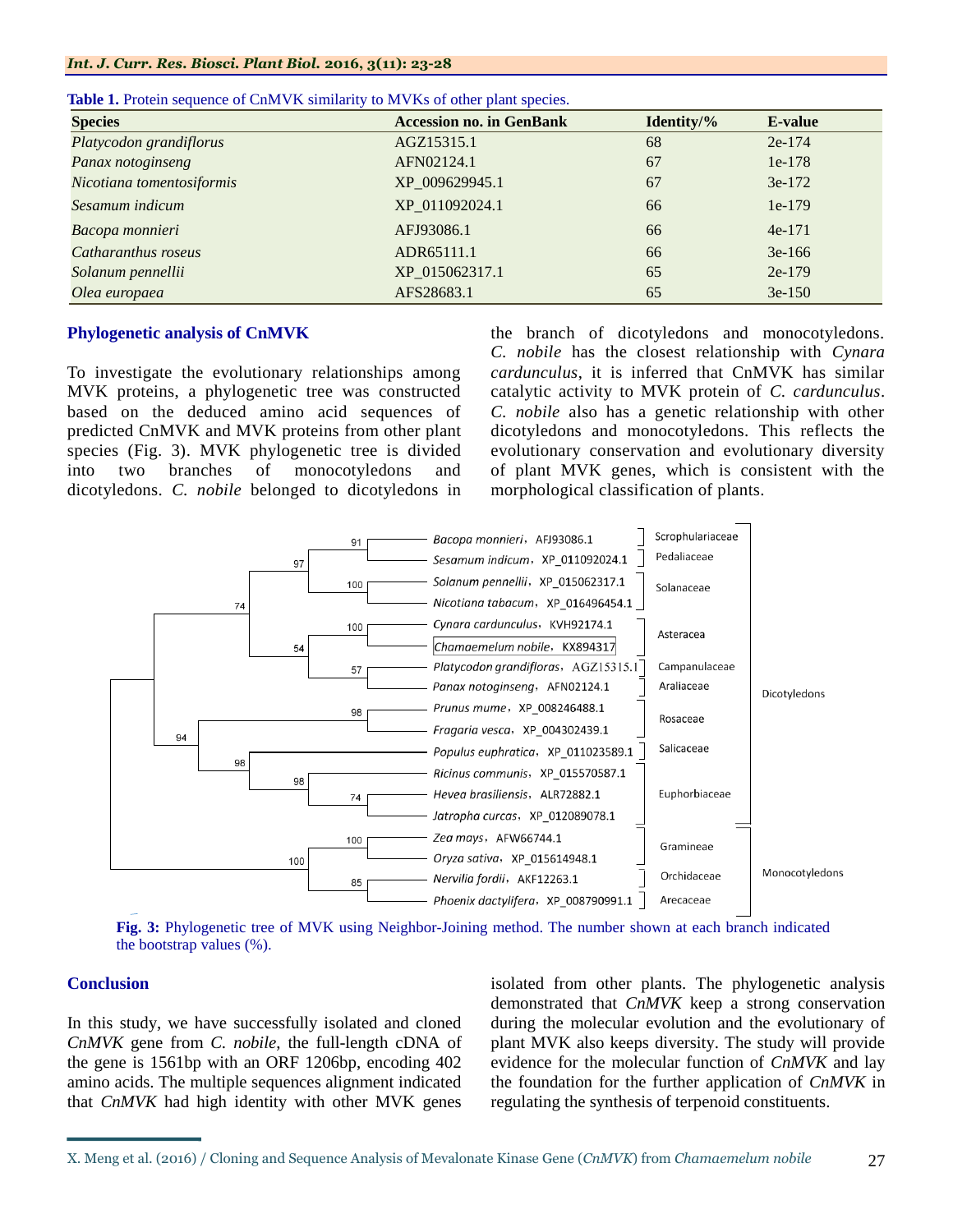**Table 1.** Protein sequence of CnMVK similarity to MVKs of other plant species.

| Species | Accession no. in GenBank | Identity/% | E-value |
|---|---|---|---|
| *Platycodon grandiflorus* | AGZ15315.1 | 68 | 2e-174 |
| *Panax notoginseng* | AFN02124.1 | 67 | 1e-178 |
| *Nicotiana tomentosiformis* | XP_009629945.1 | 67 | 3e-172 |
| *Sesamum indicum* | XP_011092024.1 | 66 | 1e-179 |
| *Bacopa monnieri* | AFJ93086.1 | 66 | 4e-171 |
| *Catharanthus roseus* | ADR65111.1 | 66 | 3e-166 |
| *Solanum pennellii* | XP_015062317.1 | 65 | 2e-179 |
| *Olea europaea* | AFS28683.1 | 65 | 3e-150 |

## Phylogenetic analysis of CnMVK

To investigate the evolutionary relationships among MVK proteins, a phylogenetic tree was constructed based on the deduced amino acid sequences of predicted CnMVK and MVK proteins from other plant species (Fig. 3). MVK phylogenetic tree is divided into two branches of monocotyledons and dicotyledons. *C. nobile* belonged to dicotyledons in the branch of dicotyledons and monocotyledons. *C. nobile* has the closest relationship with *Cynara cardunculus*, it is inferred that CnMVK has similar catalytic activity to MVK protein of *C. cardunculus*. *C. nobile* also has a genetic relationship with other dicotyledons and monocotyledons. This reflects the evolutionary conservation and evolutionary diversity of plant MVK genes, which is consistent with the morphological classification of plants.

**Fig. 3:** Phylogenetic tree of MVK using Neighbor-Joining method. The number shown at each branch indicated the bootstrap values (%).

## Conclusion

In this study, we have successfully isolated and cloned *CnMVK* gene from *C. nobile*, the full-length cDNA of the gene is 1561bp with an ORF 1206bp, encoding 402 amino acids. The multiple sequences alignment indicated that *CnMVK* had high identity with other MVK genes isolated from other plants. The phylogenetic analysis demonstrated that *CnMVK* keep a strong conservation during the molecular evolution and the evolutionary of plant MVK also keeps diversity. The study will provide evidence for the molecular function of *CnMVK* and lay the foundation for the further application of *CnMVK* in regulating the synthesis of terpenoid constituents.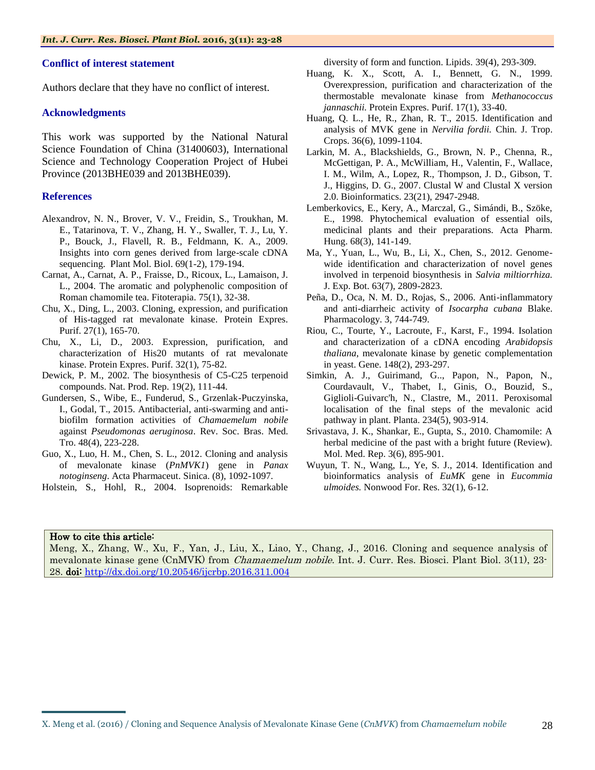## Conflict of interest statement

Authors declare that they have no conflict of interest.

## Acknowledgments

This work was supported by the National Natural Science Foundation of China (31400603), International Science and Technology Cooperation Project of Hubei Province (2013BHE039 and 2013BHE039).

## References

Alexandrov, N. N., Brover, V. V., Freidin, S., Troukhan, M. E., Tatarinova, T. V., Zhang, H. Y., Swaller, T. J., Lu, Y. P., Bouck, J., Flavell, R. B., Feldmann, K. A., 2009. Insights into corn genes derived from large-scale cDNA sequencing. Plant Mol. Biol. 69(1-2), 179-194.

Carnat, A., Carnat, A. P., Fraisse, D., Ricoux, L., Lamaison, J. L., 2004. The aromatic and polyphenolic composition of Roman chamomile tea. Fitoterapia. 75(1), 32-38.

Chu, X., Ding, L., 2003. Cloning, expression, and purification of His-tagged rat mevalonate kinase. Protein Expres. Purif. 27(1), 165-70.

Chu, X., Li, D., 2003. Expression, purification, and characterization of His20 mutants of rat mevalonate kinase. Protein Expres. Purif. 32(1), 75-82.

Dewick, P. M., 2002. The biosynthesis of C5-C25 terpenoid compounds. Nat. Prod. Rep. 19(2), 111-44.

Gundersen, S., Wibe, E., Funderud, S., Grzenlak-Puczyinska, I., Godal, T., 2015. Antibacterial, anti-swarming and anti-biofilm formation activities of *Chamaemelum nobile* against *Pseudomonas aeruginosa*. Rev. Soc. Bras. Med. Tro. 48(4), 223-228.

Guo, X., Luo, H. M., Chen, S. L., 2012. Cloning and analysis of mevalonate kinase (*PnMVK1*) gene in *Panax notoginseng*. Acta Pharmaceut. Sinica. (8), 1092-1097.

Holstein, S., Hohl, R., 2004. Isoprenoids: Remarkable diversity of form and function. Lipids. 39(4), 293-309.

Huang, K. X., Scott, A. I., Bennett, G. N., 1999. Overexpression, purification and characterization of the thermostable mevalonate kinase from *Methanococcus jannaschii.* Protein Expres. Purif. 17(1), 33-40.

Huang, Q. L., He, R., Zhan, R. T., 2015. Identification and analysis of MVK gene in *Nervilia fordii.* Chin. J. Trop. Crops. 36(6), 1099-1104.

Larkin, M. A., Blackshields, G., Brown, N. P., Chenna, R., McGettigan, P. A., McWilliam, H., Valentin, F., Wallace, I. M., Wilm, A., Lopez, R., Thompson, J. D., Gibson, T. J., Higgins, D. G., 2007. Clustal W and Clustal X version 2.0. Bioinformatics. 23(21), 2947-2948.

Lemberkovics, E., Kery, A., Marczal, G., Simándi, B., Szöke, E., 1998. Phytochemical evaluation of essential oils, medicinal plants and their preparations. Acta Pharm. Hung. 68(3), 141-149.

Ma, Y., Yuan, L., Wu, B., Li, X., Chen, S., 2012. Genome-wide identification and characterization of novel genes involved in terpenoid biosynthesis in *Salvia miltiorrhiza.* J. Exp. Bot. 63(7), 2809-2823.

Peña, D., Oca, N. M. D., Rojas, S., 2006. Anti-inflammatory and anti-diarrheic activity of *Isocarpha cubana* Blake. Pharmacology. 3, 744-749.

Riou, C., Tourte, Y., Lacroute, F., Karst, F., 1994. Isolation and characterization of a cDNA encoding *Arabidopsis thaliana*, mevalonate kinase by genetic complementation in yeast. Gene. 148(2), 293-297.

Simkin, A. J., Guirimand, G.., Papon, N., Papon, N., Courdavault, V., Thabet, I., Ginis, O., Bouzid, S., Giglioli-Guivarc'h, N., Clastre, M., 2011. Peroxisomal localisation of the final steps of the mevalonic acid pathway in plant. Planta. 234(5), 903-914.

Srivastava, J. K., Shankar, E., Gupta, S., 2010. Chamomile: A herbal medicine of the past with a bright future (Review). Mol. Med. Rep. 3(6), 895-901.

Wuyun, T. N., Wang, L., Ye, S. J., 2014. Identification and bioinformatics analysis of *EuMK* gene in *Eucommia ulmoides.* Nonwood For. Res. 32(1), 6-12.

**How to cite this article:**

Meng, X., Zhang, W., Xu, F., Yan, J., Liu, X., Liao, Y., Chang, J., 2016. Cloning and sequence analysis of mevalonate kinase gene (CnMVK) from *Chamaemelum nobile*. Int. J. Curr. Res. Biosci. Plant Biol. 3(11), 23-28. **doi:** http://dx.doi.org/10.20546/ijcrbp.2016.311.004